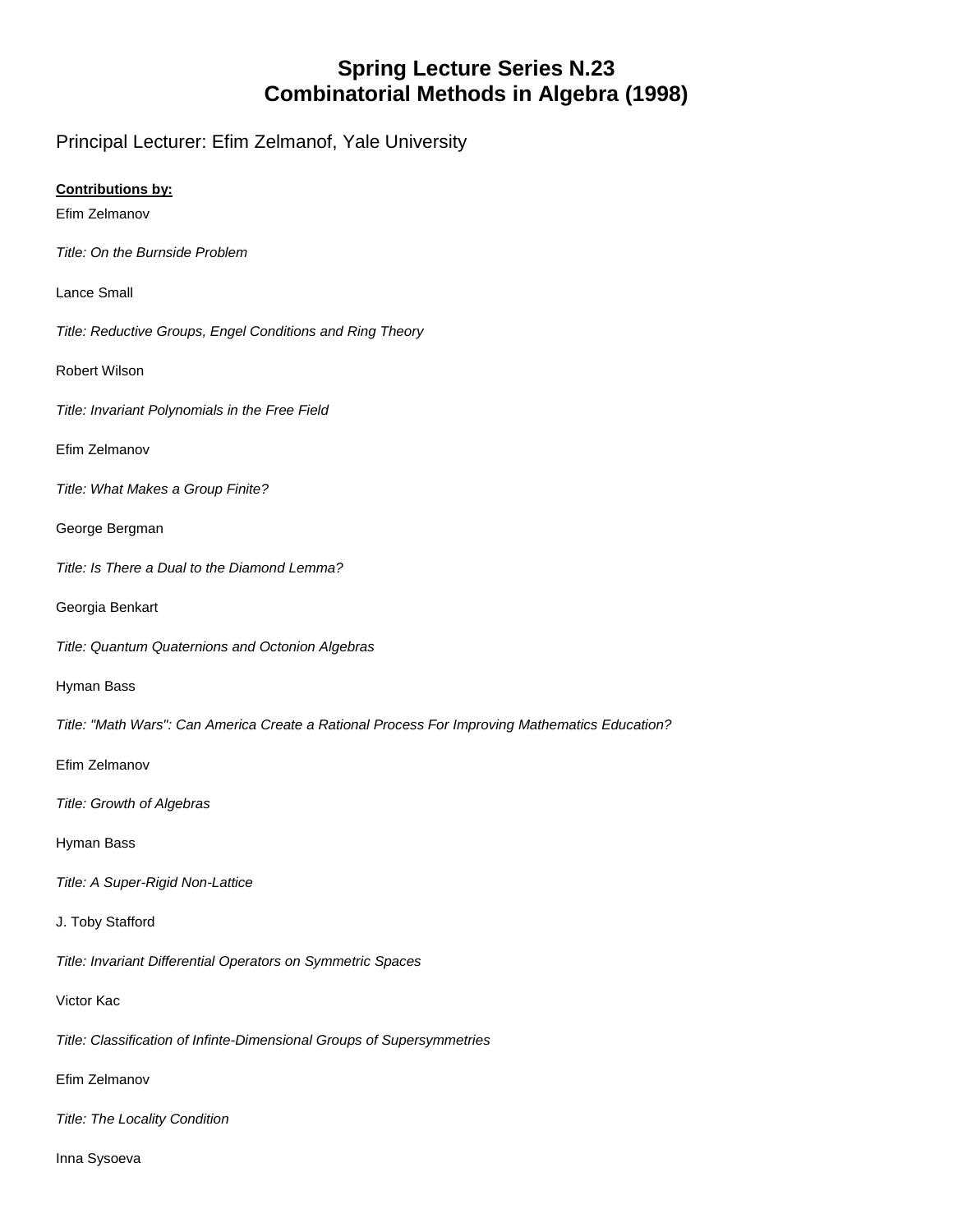# Spring Lecture Series N.23
# Combinatorial Methods in Algebra (1998)

Principal Lecturer: Efim Zelmanof, Yale University

**Contributions by:**

Efim Zelmanov

*Title: On the Burnside Problem*

Lance Small

*Title: Reductive Groups, Engel Conditions and Ring Theory*

Robert Wilson

*Title: Invariant Polynomials in the Free Field*

Efim Zelmanov

*Title: What Makes a Group Finite?*

George Bergman

*Title: Is There a Dual to the Diamond Lemma?*

Georgia Benkart

*Title: Quantum Quaternions and Octonion Algebras*

Hyman Bass

*Title: "Math Wars": Can America Create a Rational Process For Improving Mathematics Education?*

Efim Zelmanov

*Title: Growth of Algebras*

Hyman Bass

*Title: A Super-Rigid Non-Lattice*

J. Toby Stafford

*Title: Invariant Differential Operators on Symmetric Spaces*

Victor Kac

*Title: Classification of Infinte-Dimensional Groups of Supersymmetries*

Efim Zelmanov

*Title: The Locality Condition*

Inna Sysoeva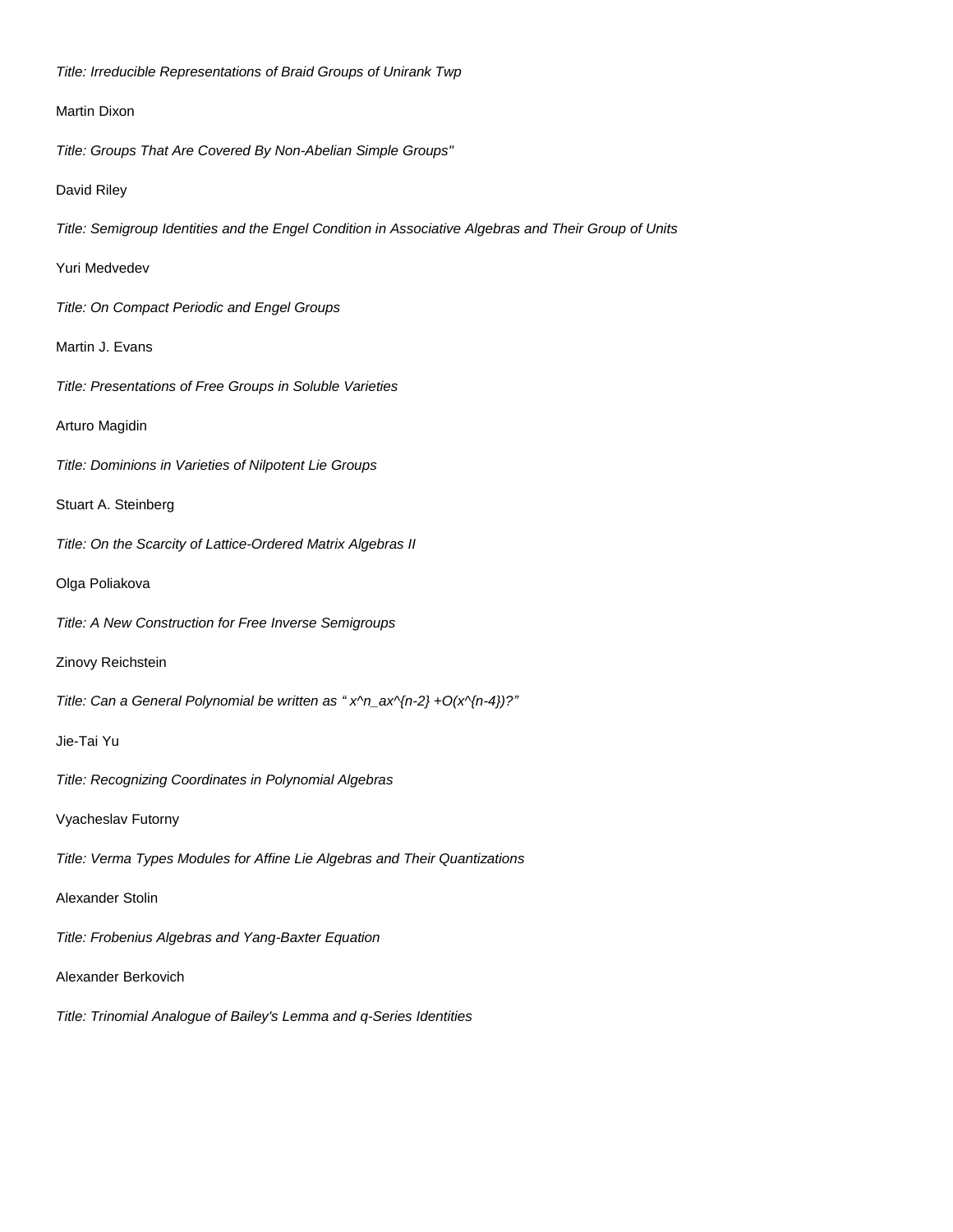*Title: Irreducible Representations of Braid Groups of Unirank Twp*

Martin Dixon

*Title: Groups That Are Covered By Non-Abelian Simple Groups"*

David Riley

*Title: Semigroup Identities and the Engel Condition in Associative Algebras and Their Group of Units*

Yuri Medvedev

*Title: On Compact Periodic and Engel Groups*

Martin J. Evans

*Title: Presentations of Free Groups in Soluble Varieties*

Arturo Magidin

*Title: Dominions in Varieties of Nilpotent Lie Groups*

Stuart A. Steinberg

*Title: On the Scarcity of Lattice-Ordered Matrix Algebras II*

Olga Poliakova

*Title: A New Construction for Free Inverse Semigroups*

Zinovy Reichstein

*Title: Can a General Polynomial be written as " x^n_ax^{n-2} +O(x^{n-4})?"*

Jie-Tai Yu

*Title: Recognizing Coordinates in Polynomial Algebras*

Vyacheslav Futorny

*Title: Verma Types Modules for Affine Lie Algebras and Their Quantizations*

Alexander Stolin

*Title: Frobenius Algebras and Yang-Baxter Equation*

Alexander Berkovich

*Title: Trinomial Analogue of Bailey's Lemma and q-Series Identities*